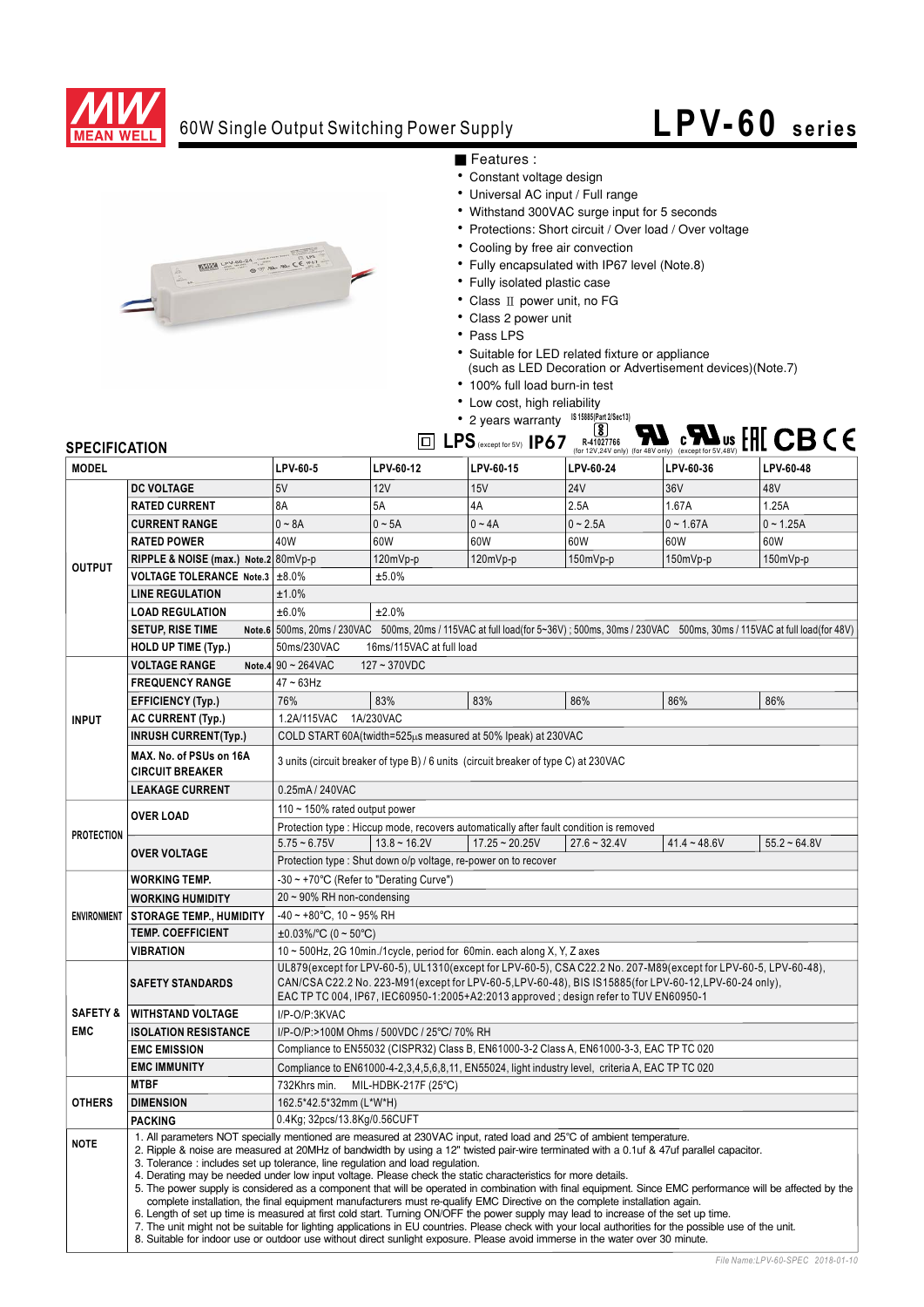# 60W Single Output Switching Power Supply

# LPV-60 series

## Features :

- Constant voltage design
- Universal AC input / Full range
- Withstand 300VAC surge input for 5 seconds
- Protections: Short circuit / Over load / Over voltage
- Cooling by free air convection
- Fully encapsulated with IP67 level (Note.8)
- Fully isolated plastic case
- Class II power unit, no FG
- Class 2 power unit
- Pass LPS
- Suitable for LED related fixture or appliance (such as LED Decoration or Advertisement devices)(Note.7)
- 100% full load burn-in test
- Low cost, high reliability
- 2 years warranty

LPS (except for 5V) IP67 IS 15885(Part 2/Sec13) R-41027766 (for 12V,24V only) (for 48V only) (except for 5V,48V)

## SPECIFICATION

| MODEL | | LPV-60-5 | LPV-60-12 | LPV-60-15 | LPV-60-24 | LPV-60-36 | LPV-60-48 |
|---|---|---|---|---|---|---|---|
| OUTPUT | DC VOLTAGE | 5V | 12V | 15V | 24V | 36V | 48V |
| | RATED CURRENT | 8A | 5A | 4A | 2.5A | 1.67A | 1.25A |
| | CURRENT RANGE | 0 ~ 8A | 0 ~ 5A | 0 ~ 4A | 0 ~ 2.5A | 0 ~ 1.67A | 0 ~ 1.25A |
| | RATED POWER | 40W | 60W | 60W | 60W | 60W | 60W |
| | RIPPLE & NOISE (max.) Note.2 | 80mVp-p | 120mVp-p | 120mVp-p | 150mVp-p | 150mVp-p | 150mVp-p |
| | VOLTAGE TOLERANCE Note.3 | ±8.0% | ±5.0% | | | | |
| | LINE REGULATION | ±1.0% | | | | | |
| | LOAD REGULATION | ±6.0% | ±2.0% | | | | |
| | SETUP, RISE TIME Note.6 | 500ms, 20ms / 230VAC 500ms, 20ms / 115VAC at full load(for 5~36V) ; 500ms, 30ms / 230VAC 500ms, 30ms / 115VAC at full load(for 48V) | | | | | |
| | HOLD UP TIME (Typ.) | 50ms/230VAC 16ms/115VAC at full load | | | | | |
| INPUT | VOLTAGE RANGE Note.4 | 90 ~ 264VAC 127 ~ 370VDC | | | | | |
| | FREQUENCY RANGE | 47 ~ 63Hz | | | | | |
| | EFFICIENCY (Typ.) | 76% | 83% | 83% | 86% | 86% | 86% |
| | AC CURRENT (Typ.) | 1.2A/115VAC 1A/230VAC | | | | | |
| | INRUSH CURRENT(Typ.) | COLD START 60A(twidth=525μs measured at 50% Ipeak) at 230VAC | | | | | |
| | MAX. No. of PSUs on 16A CIRCUIT BREAKER | 3 units (circuit breaker of type B) / 6 units (circuit breaker of type C) at 230VAC | | | | | |
| | LEAKAGE CURRENT | 0.25mA / 240VAC | | | | | |
| PROTECTION | OVER LOAD | 110 ~ 150% rated output power | | | | | |
| | | Protection type : Hiccup mode, recovers automatically after fault condition is removed | | | | | |
| | OVER VOLTAGE | 5.75 ~ 6.75V | 13.8 ~ 16.2V | 17.25 ~ 20.25V | 27.6 ~ 32.4V | 41.4 ~ 48.6V | 55.2 ~ 64.8V |
| | | Protection type : Shut down o/p voltage, re-power on to recover | | | | | |
| ENVIRONMENT | WORKING TEMP. | -30 ~ +70℃ (Refer to "Derating Curve") | | | | | |
| | WORKING HUMIDITY | 20 ~ 90% RH non-condensing | | | | | |
| | STORAGE TEMP., HUMIDITY | -40 ~ +80℃, 10 ~ 95% RH | | | | | |
| | TEMP. COEFFICIENT | ±0.03%/℃ (0 ~ 50℃) | | | | | |
| | VIBRATION | 10 ~ 500Hz, 2G 10min./1cycle, period for 60min. each along X, Y, Z axes | | | | | |
| SAFETY & EMC | SAFETY STANDARDS | UL879(except for LPV-60-5), UL1310(except for LPV-60-5), CSA C22.2 No. 207-M89(except for LPV-60-5, LPV-60-48), CAN/CSA C22.2 No. 223-M91(except for LPV-60-5,LPV-60-48), BIS IS15885(for LPV-60-12,LPV-60-24 only), EAC TP TC 004, IP67, IEC60950-1:2005+A2:2013 approved ; design refer to TUV EN60950-1 | | | | | |
| | WITHSTAND VOLTAGE | I/P-O/P:3KVAC | | | | | |
| | ISOLATION RESISTANCE | I/P-O/P:>100M Ohms / 500VDC / 25℃/ 70% RH | | | | | |
| | EMC EMISSION | Compliance to EN55032 (CISPR32) Class B, EN61000-3-2 Class A, EN61000-3-3, EAC TP TC 020 | | | | | |
| | EMC IMMUNITY | Compliance to EN61000-4-2,3,4,5,6,8,11, EN55024, light industry level, criteria A, EAC TP TC 020 | | | | | |
| OTHERS | MTBF | 732Khrs min. MIL-HDBK-217F (25℃) | | | | | |
| | DIMENSION | 162.5*42.5*32mm (L*W*H) | | | | | |
| | PACKING | 0.4Kg; 32pcs/13.8Kg/0.56CUFT | | | | | |

**NOTE**

1. All parameters NOT specially mentioned are measured at 230VAC input, rated load and 25℃ of ambient temperature.
2. Ripple & noise are measured at 20MHz of bandwidth by using a 12" twisted pair-wire terminated with a 0.1uf & 47uf parallel capacitor.
3. Tolerance : includes set up tolerance, line regulation and load regulation.
4. Derating may be needed under low input voltage. Please check the static characteristics for more details.
5. The power supply is considered as a component that will be operated in combination with final equipment. Since EMC performance will be affected by the complete installation, the final equipment manufacturers must re-qualify EMC Directive on the complete installation again.
6. Length of set up time is measured at first cold start. Turning ON/OFF the power supply may lead to increase of the set up time.
7. The unit might not be suitable for lighting applications in EU countries. Please check with your local authorities for the possible use of the unit.
8. Suitable for indoor use or outdoor use without direct sunlight exposure. Please avoid immerse in the water over 30 minute.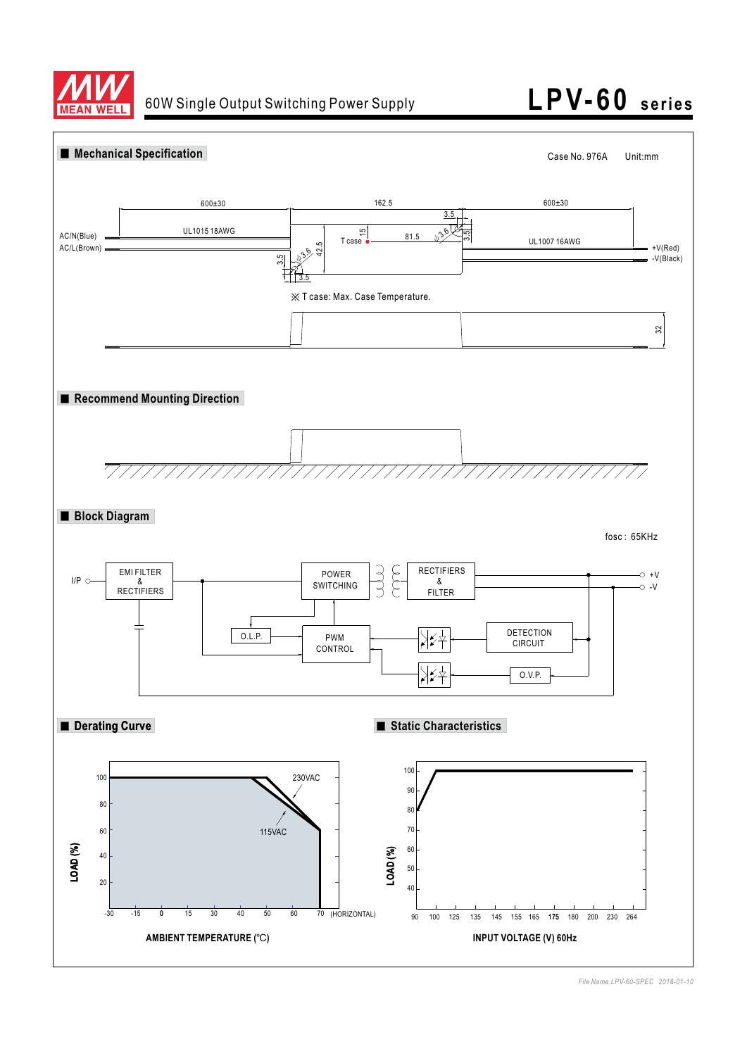# 60W Single Output Switching Power Supply

# LPV-60 series

## Mechanical Specification

Case No. 976A Unit:mm

600±30
162.5
600±30
3.5
AC/N(Blue)
AC/L(Brown)
UL1015 18AWG
15
T case
81.5
ψ3.6
3.5
UL1007 16AWG
+V(Red)
-V(Black)
3.5
ψ3.6
42.5
3.5

※ T case: Max. Case Temperature.

32

## Recommend Mounting Direction

## Block Diagram

fosc : 65KHz

I/P
EMI FILTER & RECTIFIERS
POWER SWITCHING
RECTIFIERS & FILTER
+V
-V
O.L.P.
PWM CONTROL
DETECTION CIRCUIT
O.V.P.

## Derating Curve

LOAD (%)
100
80
60
40
20
230VAC
115VAC
-30 -15 0 15 30 40 50 60 70 (HORIZONTAL)

AMBIENT TEMPERATURE (℃)

## Static Characteristics

LOAD (%)
100
90
80
70
60
50
40
90 100 125 135 145 155 165 175 180 200 230 264

INPUT VOLTAGE (V) 60Hz

*File Name:LPV-60-SPEC 2018-01-10*